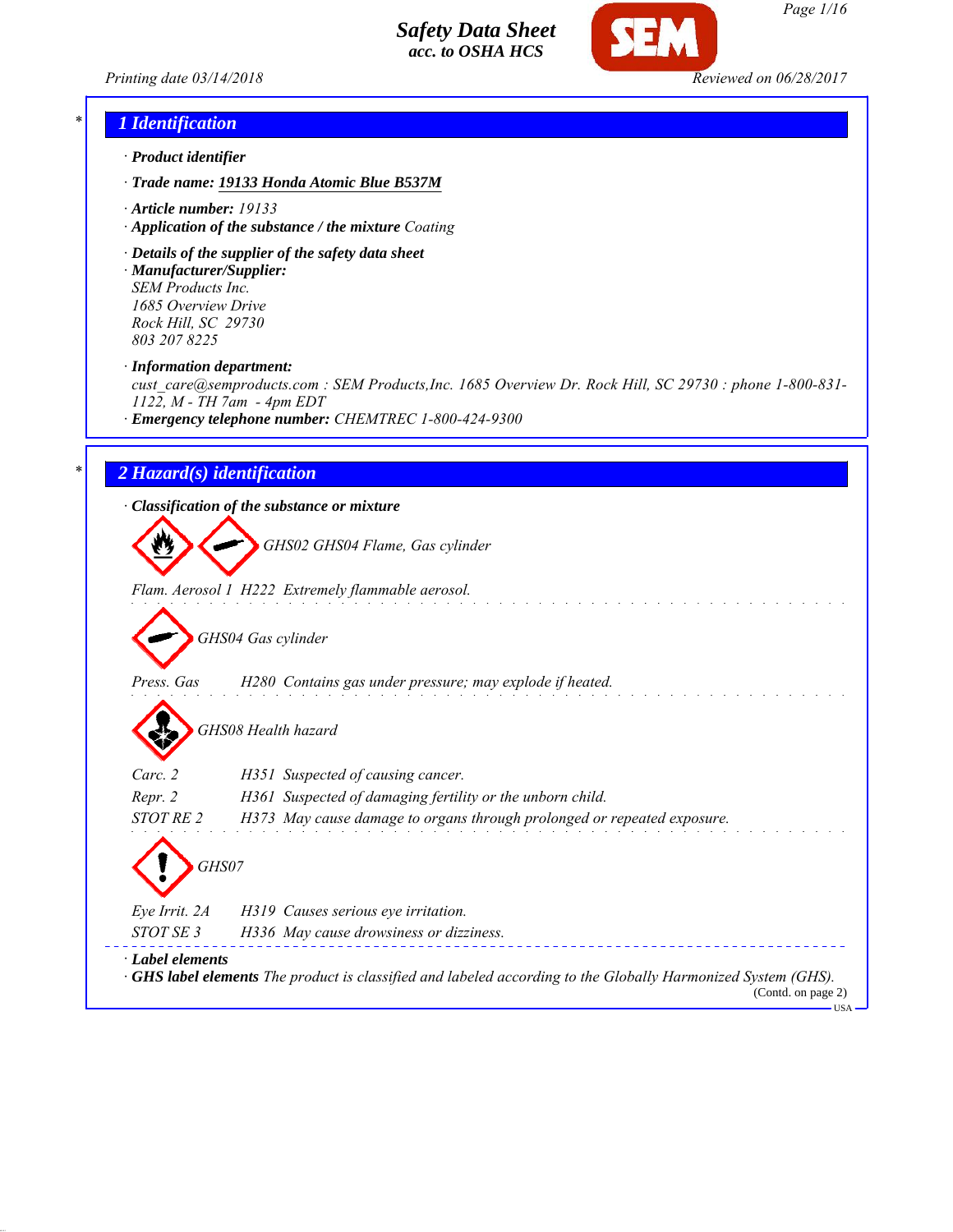# Safety Data Sheet
## acc. to OSHA HCS

Printing date 03/14/2018 Reviewed on 06/28/2017

## 1 Identification

· **Product identifier**

· **Trade name: 19133 Honda Atomic Blue B537M**

· **Article number:** 19133

· **Application of the substance / the mixture** Coating

· **Details of the supplier of the safety data sheet**

· **Manufacturer/Supplier:**
SEM Products Inc.
1685 Overview Drive
Rock Hill, SC 29730
803 207 8225

· **Information department:**
cust_care@semproducts.com : SEM Products,Inc. 1685 Overview Dr. Rock Hill, SC 29730 : phone 1-800-831-1122, M - TH 7am - 4pm EDT

· **Emergency telephone number:** CHEMTREC 1-800-424-9300

## 2 Hazard(s) identification

· **Classification of the substance or mixture**

GHS02 GHS04 Flame, Gas cylinder

Flam. Aerosol 1 H222 Extremely flammable aerosol.

GHS04 Gas cylinder

Press. Gas H280 Contains gas under pressure; may explode if heated.

GHS08 Health hazard

Carc. 2 H351 Suspected of causing cancer.
Repr. 2 H361 Suspected of damaging fertility or the unborn child.
STOT RE 2 H373 May cause damage to organs through prolonged or repeated exposure.

GHS07

Eye Irrit. 2A H319 Causes serious eye irritation.
STOT SE 3 H336 May cause drowsiness or dizziness.

· **Label elements**

· **GHS label elements** The product is classified and labeled according to the Globally Harmonized System (GHS).

(Contd. on page 2)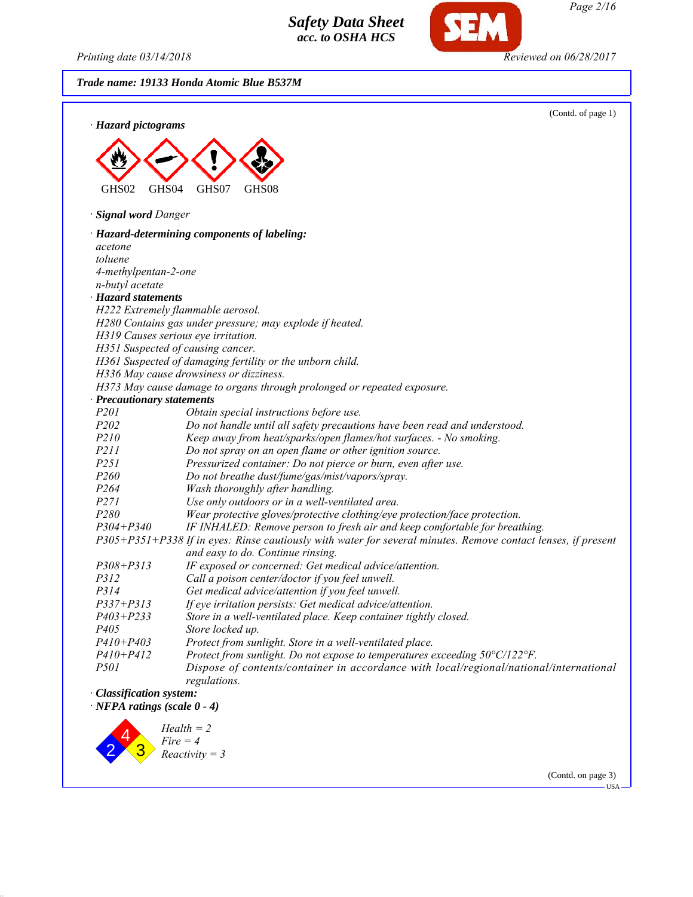**Trade name: 19133 Honda Atomic Blue B537M**

(Contd. of page 1)

· **Hazard pictograms**

GHS02 GHS04 GHS07 GHS08

· **Signal word** *Danger*

· **Hazard-determining components of labeling:**

*acetone*
*toluene*
*4-methylpentan-2-one*
*n-butyl acetate*

· **Hazard statements**

*H222 Extremely flammable aerosol.*
*H280 Contains gas under pressure; may explode if heated.*
*H319 Causes serious eye irritation.*
*H351 Suspected of causing cancer.*
*H361 Suspected of damaging fertility or the unborn child.*
*H336 May cause drowsiness or dizziness.*
*H373 May cause damage to organs through prolonged or repeated exposure.*

· **Precautionary statements**

| | |
|---|---|
| *P201* | *Obtain special instructions before use.* |
| *P202* | *Do not handle until all safety precautions have been read and understood.* |
| *P210* | *Keep away from heat/sparks/open flames/hot surfaces. - No smoking.* |
| *P211* | *Do not spray on an open flame or other ignition source.* |
| *P251* | *Pressurized container: Do not pierce or burn, even after use.* |
| *P260* | *Do not breathe dust/fume/gas/mist/vapors/spray.* |
| *P264* | *Wash thoroughly after handling.* |
| *P271* | *Use only outdoors or in a well-ventilated area.* |
| *P280* | *Wear protective gloves/protective clothing/eye protection/face protection.* |
| *P304+P340* | *IF INHALED: Remove person to fresh air and keep comfortable for breathing.* |
| *P305+P351+P338* | *If in eyes: Rinse cautiously with water for several minutes. Remove contact lenses, if present and easy to do. Continue rinsing.* |
| *P308+P313* | *IF exposed or concerned: Get medical advice/attention.* |
| *P312* | *Call a poison center/doctor if you feel unwell.* |
| *P314* | *Get medical advice/attention if you feel unwell.* |
| *P337+P313* | *If eye irritation persists: Get medical advice/attention.* |
| *P403+P233* | *Store in a well-ventilated place. Keep container tightly closed.* |
| *P405* | *Store locked up.* |
| *P410+P403* | *Protect from sunlight. Store in a well-ventilated place.* |
| *P410+P412* | *Protect from sunlight. Do not expose to temperatures exceeding 50°C/122°F.* |
| *P501* | *Dispose of contents/container in accordance with local/regional/national/international regulations.* |

· **Classification system:**

· **NFPA ratings (scale 0 - 4)**

*Health = 2*
*Fire = 4*
*Reactivity = 3*

(Contd. on page 3)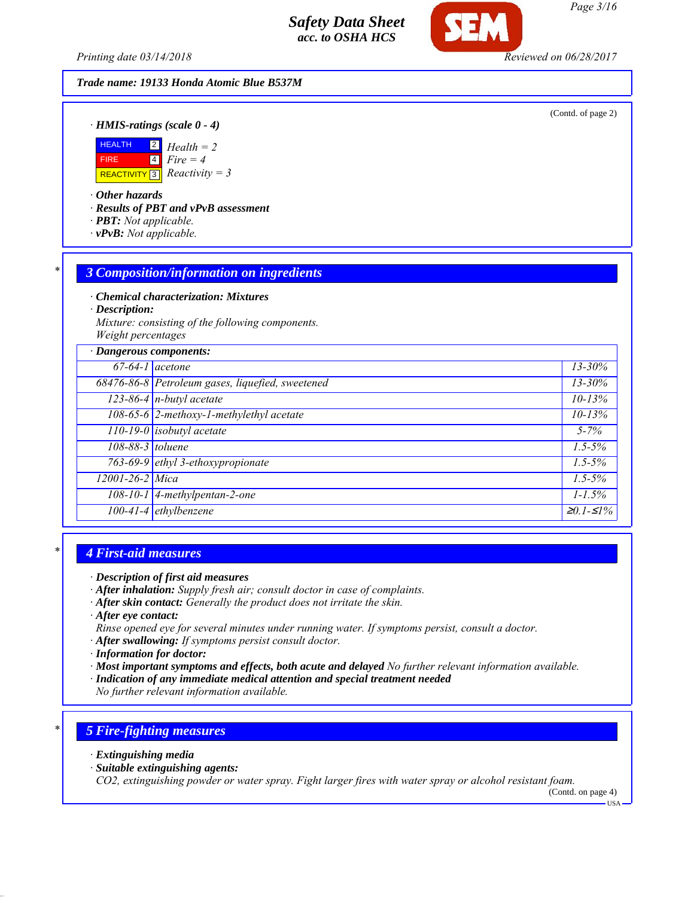**Trade name: 19133 Honda Atomic Blue B537M**

(Contd. of page 2)

· **HMIS-ratings (scale 0 - 4)**

| | | |
|---|---|---|
| HEALTH | 2 | *Health = 2* |
| FIRE | 4 | *Fire = 4* |
| REACTIVITY | 3 | *Reactivity = 3* |

· **Other hazards**
· **Results of PBT and vPvB assessment**
· **PBT:** *Not applicable.*
· **vPvB:** *Not applicable.*

## 3 Composition/information on ingredients

· **Chemical characterization: Mixtures**
· **Description:**
*Mixture: consisting of the following components.*
*Weight percentages*

| · Dangerous components: | | |
|---|---|---|
| 67-64-1 | acetone | 13-30% |
| 68476-86-8 | Petroleum gases, liquefied, sweetened | 13-30% |
| 123-86-4 | n-butyl acetate | 10-13% |
| 108-65-6 | 2-methoxy-1-methylethyl acetate | 10-13% |
| 110-19-0 | isobutyl acetate | 5-7% |
| 108-88-3 | toluene | 1.5-5% |
| 763-69-9 | ethyl 3-ethoxypropionate | 1.5-5% |
| 12001-26-2 | Mica | 1.5-5% |
| 108-10-1 | 4-methylpentan-2-one | 1-1.5% |
| 100-41-4 | ethylbenzene | ≥0.1-≤1% |

## 4 First-aid measures

· **Description of first aid measures**
· **After inhalation:** *Supply fresh air; consult doctor in case of complaints.*
· **After skin contact:** *Generally the product does not irritate the skin.*
· **After eye contact:**
*Rinse opened eye for several minutes under running water. If symptoms persist, consult a doctor.*
· **After swallowing:** *If symptoms persist consult doctor.*
· **Information for doctor:**
· **Most important symptoms and effects, both acute and delayed** *No further relevant information available.*
· **Indication of any immediate medical attention and special treatment needed**
*No further relevant information available.*

## 5 Fire-fighting measures

· **Extinguishing media**
· **Suitable extinguishing agents:**
*$CO_2$, extinguishing powder or water spray. Fight larger fires with water spray or alcohol resistant foam.*

(Contd. on page 4)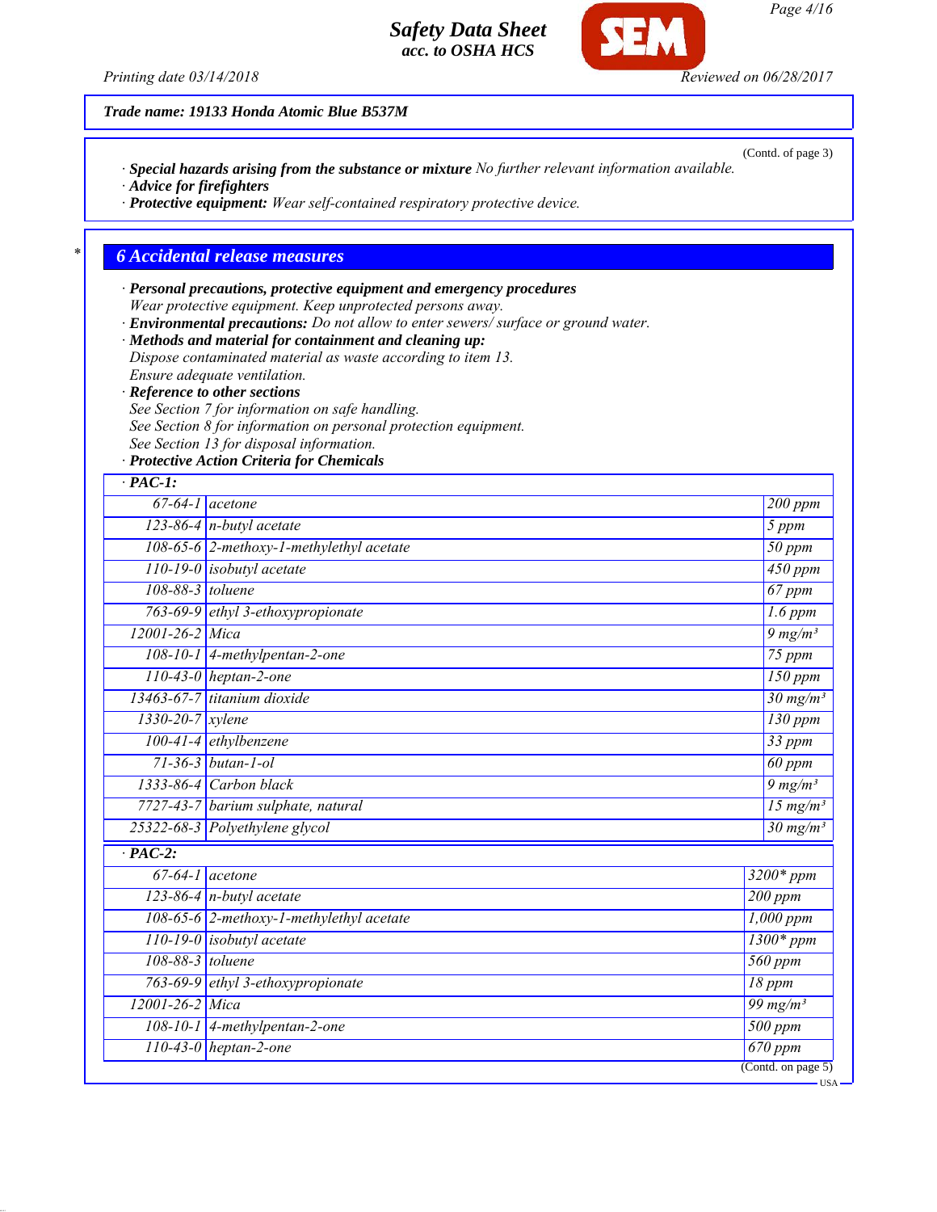Trade name: 19133 Honda Atomic Blue B537M

(Contd. of page 3)

· **Special hazards arising from the substance or mixture** No further relevant information available.
· **Advice for firefighters**
· **Protective equipment:** Wear self-contained respiratory protective device.

## 6 Accidental release measures

· **Personal precautions, protective equipment and emergency procedures**
Wear protective equipment. Keep unprotected persons away.
· **Environmental precautions:** Do not allow to enter sewers/ surface or ground water.
· **Methods and material for containment and cleaning up:**
Dispose contaminated material as waste according to item 13.
Ensure adequate ventilation.
· **Reference to other sections**
See Section 7 for information on safe handling.
See Section 8 for information on personal protection equipment.
See Section 13 for disposal information.
· **Protective Action Criteria for Chemicals**

| · PAC-1: | | |
|---|---|---|
| 67-64-1 | acetone | 200 ppm |
| 123-86-4 | n-butyl acetate | 5 ppm |
| 108-65-6 | 2-methoxy-1-methylethyl acetate | 50 ppm |
| 110-19-0 | isobutyl acetate | 450 ppm |
| 108-88-3 | toluene | 67 ppm |
| 763-69-9 | ethyl 3-ethoxypropionate | 1.6 ppm |
| 12001-26-2 | Mica | 9 mg/m³ |
| 108-10-1 | 4-methylpentan-2-one | 75 ppm |
| 110-43-0 | heptan-2-one | 150 ppm |
| 13463-67-7 | titanium dioxide | 30 mg/m³ |
| 1330-20-7 | xylene | 130 ppm |
| 100-41-4 | ethylbenzene | 33 ppm |
| 71-36-3 | butan-1-ol | 60 ppm |
| 1333-86-4 | Carbon black | 9 mg/m³ |
| 7727-43-7 | barium sulphate, natural | 15 mg/m³ |
| 25322-68-3 | Polyethylene glycol | 30 mg/m³ |

| · PAC-2: | | |
|---|---|---|
| 67-64-1 | acetone | 3200* ppm |
| 123-86-4 | n-butyl acetate | 200 ppm |
| 108-65-6 | 2-methoxy-1-methylethyl acetate | 1,000 ppm |
| 110-19-0 | isobutyl acetate | 1300* ppm |
| 108-88-3 | toluene | 560 ppm |
| 763-69-9 | ethyl 3-ethoxypropionate | 18 ppm |
| 12001-26-2 | Mica | 99 mg/m³ |
| 108-10-1 | 4-methylpentan-2-one | 500 ppm |
| 110-43-0 | heptan-2-one | 670 ppm |

(Contd. on page 5)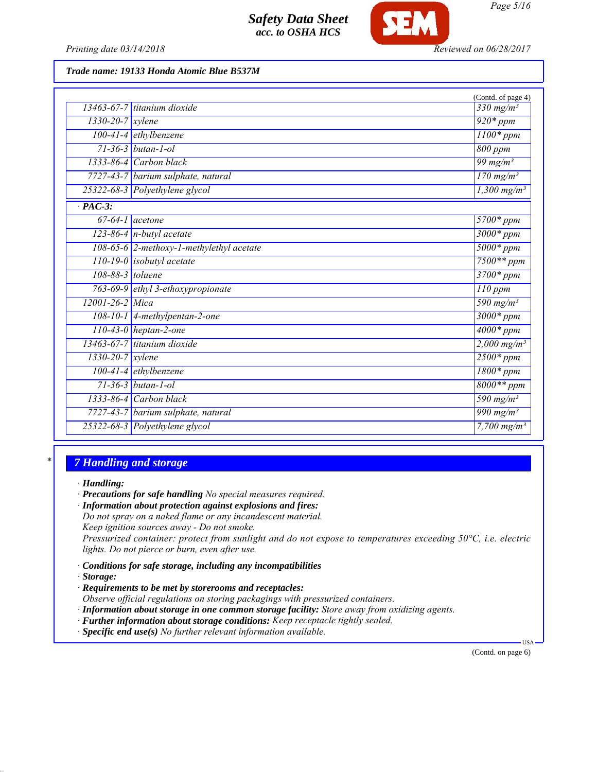**Trade name: 19133 Honda Atomic Blue B537M**

(Contd. of page 4)

| | | |
|---|---|---|
| 13463-67-7 | titanium dioxide | 330 mg/m³ |
| 1330-20-7 | xylene | 920* ppm |
| 100-41-4 | ethylbenzene | 1100* ppm |
| 71-36-3 | butan-1-ol | 800 ppm |
| 1333-86-4 | Carbon black | 99 mg/m³ |
| 7727-43-7 | barium sulphate, natural | 170 mg/m³ |
| 25322-68-3 | Polyethylene glycol | 1,300 mg/m³ |
| **· PAC-3:** | | |
| 67-64-1 | acetone | 5700* ppm |
| 123-86-4 | n-butyl acetate | 3000* ppm |
| 108-65-6 | 2-methoxy-1-methylethyl acetate | 5000* ppm |
| 110-19-0 | isobutyl acetate | 7500** ppm |
| 108-88-3 | toluene | 3700* ppm |
| 763-69-9 | ethyl 3-ethoxypropionate | 110 ppm |
| 12001-26-2 | Mica | 590 mg/m³ |
| 108-10-1 | 4-methylpentan-2-one | 3000* ppm |
| 110-43-0 | heptan-2-one | 4000* ppm |
| 13463-67-7 | titanium dioxide | 2,000 mg/m³ |
| 1330-20-7 | xylene | 2500* ppm |
| 100-41-4 | ethylbenzene | 1800* ppm |
| 71-36-3 | butan-1-ol | 8000** ppm |
| 1333-86-4 | Carbon black | 590 mg/m³ |
| 7727-43-7 | barium sulphate, natural | 990 mg/m³ |
| 25322-68-3 | Polyethylene glycol | 7,700 mg/m³ |

## 7 Handling and storage

· **Handling:**
· **Precautions for safe handling** No special measures required.
· **Information about protection against explosions and fires:**
Do not spray on a naked flame or any incandescent material.
Keep ignition sources away - Do not smoke.
Pressurized container: protect from sunlight and do not expose to temperatures exceeding 50°C, i.e. electric lights. Do not pierce or burn, even after use.

· **Conditions for safe storage, including any incompatibilities**
· **Storage:**
· **Requirements to be met by storerooms and receptacles:**
Observe official regulations on storing packagings with pressurized containers.
· **Information about storage in one common storage facility:** Store away from oxidizing agents.
· **Further information about storage conditions:** Keep receptacle tightly sealed.
· **Specific end use(s)** No further relevant information available.

(Contd. on page 6)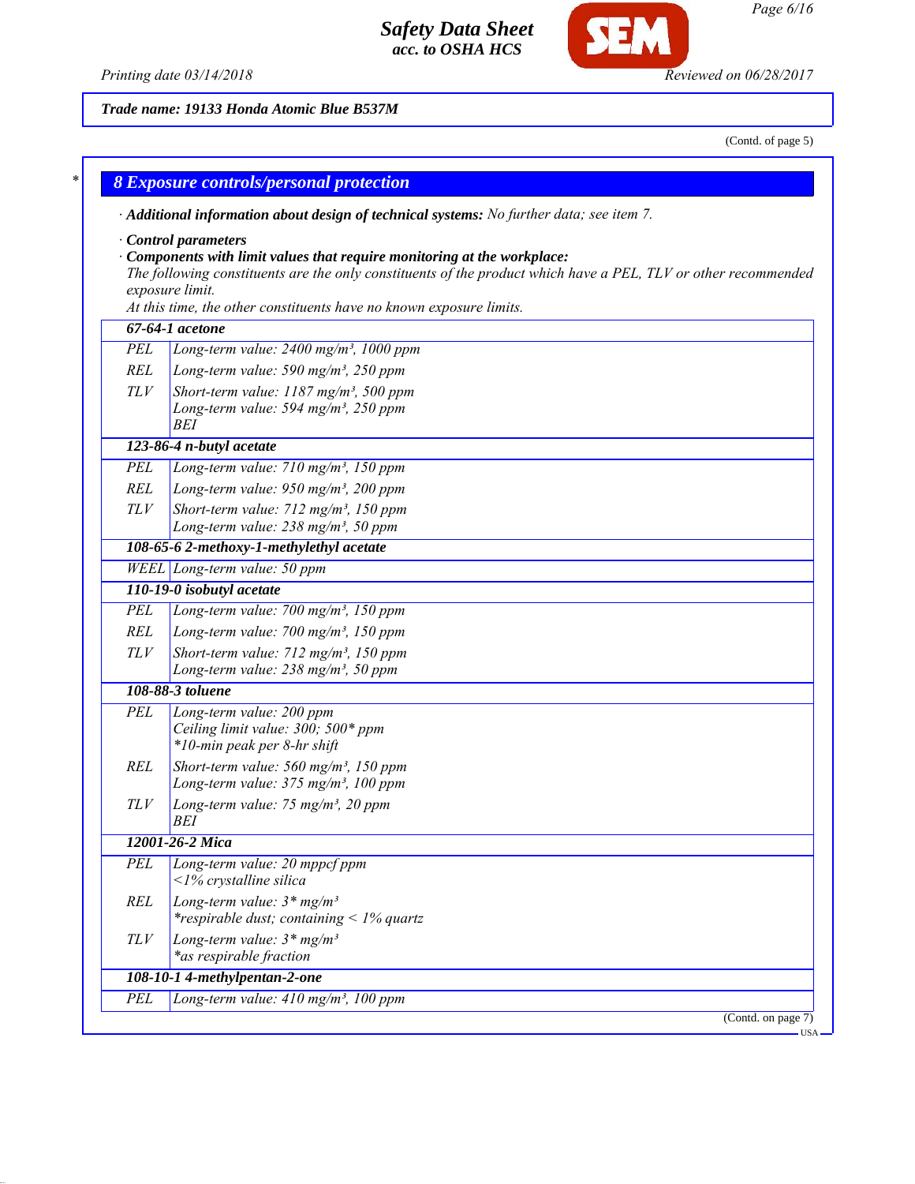Trade name: 19133 Honda Atomic Blue B537M

(Contd. of page 5)

## 8 Exposure controls/personal protection

· **Additional information about design of technical systems:** No further data; see item 7.

· **Control parameters**

· **Components with limit values that require monitoring at the workplace:**

The following constituents are the only constituents of the product which have a PEL, TLV or other recommended exposure limit.

At this time, the other constituents have no known exposure limits.

| | |
|---|---|
| **67-64-1 acetone** | |
| PEL | Long-term value: 2400 mg/m³, 1000 ppm |
| REL | Long-term value: 590 mg/m³, 250 ppm |
| TLV | Short-term value: 1187 mg/m³, 500 ppm<br>Long-term value: 594 mg/m³, 250 ppm<br>BEI |
| **123-86-4 n-butyl acetate** | |
| PEL | Long-term value: 710 mg/m³, 150 ppm |
| REL | Long-term value: 950 mg/m³, 200 ppm |
| TLV | Short-term value: 712 mg/m³, 150 ppm<br>Long-term value: 238 mg/m³, 50 ppm |
| **108-65-6 2-methoxy-1-methylethyl acetate** | |
| WEEL | Long-term value: 50 ppm |
| **110-19-0 isobutyl acetate** | |
| PEL | Long-term value: 700 mg/m³, 150 ppm |
| REL | Long-term value: 700 mg/m³, 150 ppm |
| TLV | Short-term value: 712 mg/m³, 150 ppm<br>Long-term value: 238 mg/m³, 50 ppm |
| **108-88-3 toluene** | |
| PEL | Long-term value: 200 ppm<br>Ceiling limit value: 300; 500* ppm<br>*10-min peak per 8-hr shift |
| REL | Short-term value: 560 mg/m³, 150 ppm<br>Long-term value: 375 mg/m³, 100 ppm |
| TLV | Long-term value: 75 mg/m³, 20 ppm<br>BEI |
| **12001-26-2 Mica** | |
| PEL | Long-term value: 20 mppcf ppm<br><1% crystalline silica |
| REL | Long-term value: 3* mg/m³<br>*respirable dust; containing < 1% quartz |
| TLV | Long-term value: 3* mg/m³<br>*as respirable fraction |
| **108-10-1 4-methylpentan-2-one** | |
| PEL | Long-term value: 410 mg/m³, 100 ppm |

(Contd. on page 7)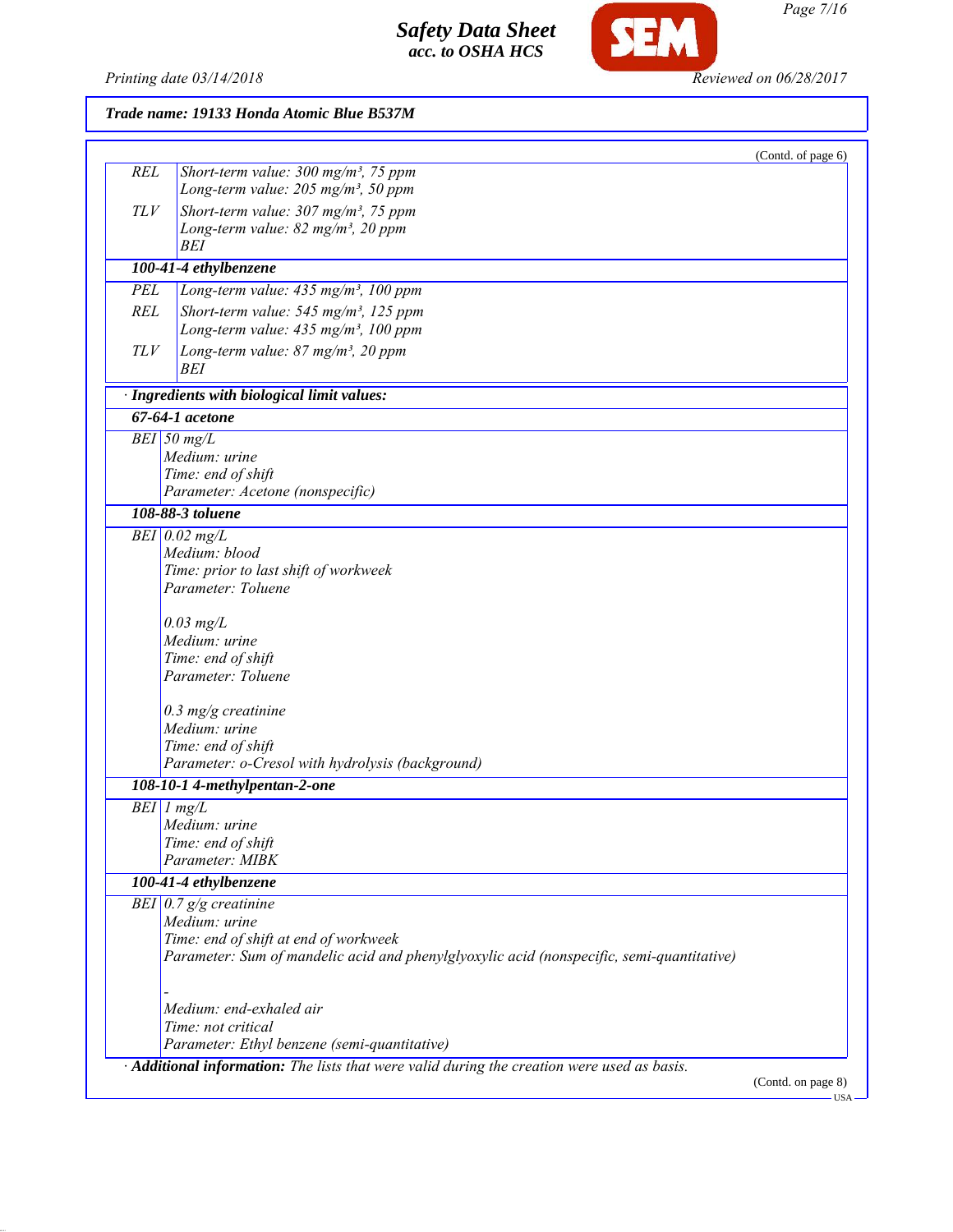*Trade name: 19133 Honda Atomic Blue B537M*

(Contd. of page 6)

| | |
|---|---|
| REL | Short-term value: 300 mg/m³, 75 ppm<br>Long-term value: 205 mg/m³, 50 ppm |
| TLV | Short-term value: 307 mg/m³, 75 ppm<br>Long-term value: 82 mg/m³, 20 ppm<br>BEI |

**100-41-4 ethylbenzene**

| | |
|---|---|
| PEL | Long-term value: 435 mg/m³, 100 ppm |
| REL | Short-term value: 545 mg/m³, 125 ppm<br>Long-term value: 435 mg/m³, 100 ppm |
| TLV | Long-term value: 87 mg/m³, 20 ppm<br>BEI |

· **Ingredients with biological limit values:**

**67-64-1 acetone**

| | |
|---|---|
| BEI | 50 mg/L<br>Medium: urine<br>Time: end of shift<br>Parameter: Acetone (nonspecific) |

**108-88-3 toluene**

| | |
|---|---|
| BEI | 0.02 mg/L<br>Medium: blood<br>Time: prior to last shift of workweek<br>Parameter: Toluene<br><br>0.03 mg/L<br>Medium: urine<br>Time: end of shift<br>Parameter: Toluene<br><br>0.3 mg/g creatinine<br>Medium: urine<br>Time: end of shift<br>Parameter: o-Cresol with hydrolysis (background) |

**108-10-1 4-methylpentan-2-one**

| | |
|---|---|
| BEI | 1 mg/L<br>Medium: urine<br>Time: end of shift<br>Parameter: MIBK |

**100-41-4 ethylbenzene**

| | |
|---|---|
| BEI | 0.7 g/g creatinine<br>Medium: urine<br>Time: end of shift at end of workweek<br>Parameter: Sum of mandelic acid and phenylglyoxylic acid (nonspecific, semi-quantitative)<br><br>-<br>Medium: end-exhaled air<br>Time: not critical<br>Parameter: Ethyl benzene (semi-quantitative) |

· **Additional information:** The lists that were valid during the creation were used as basis.

(Contd. on page 8)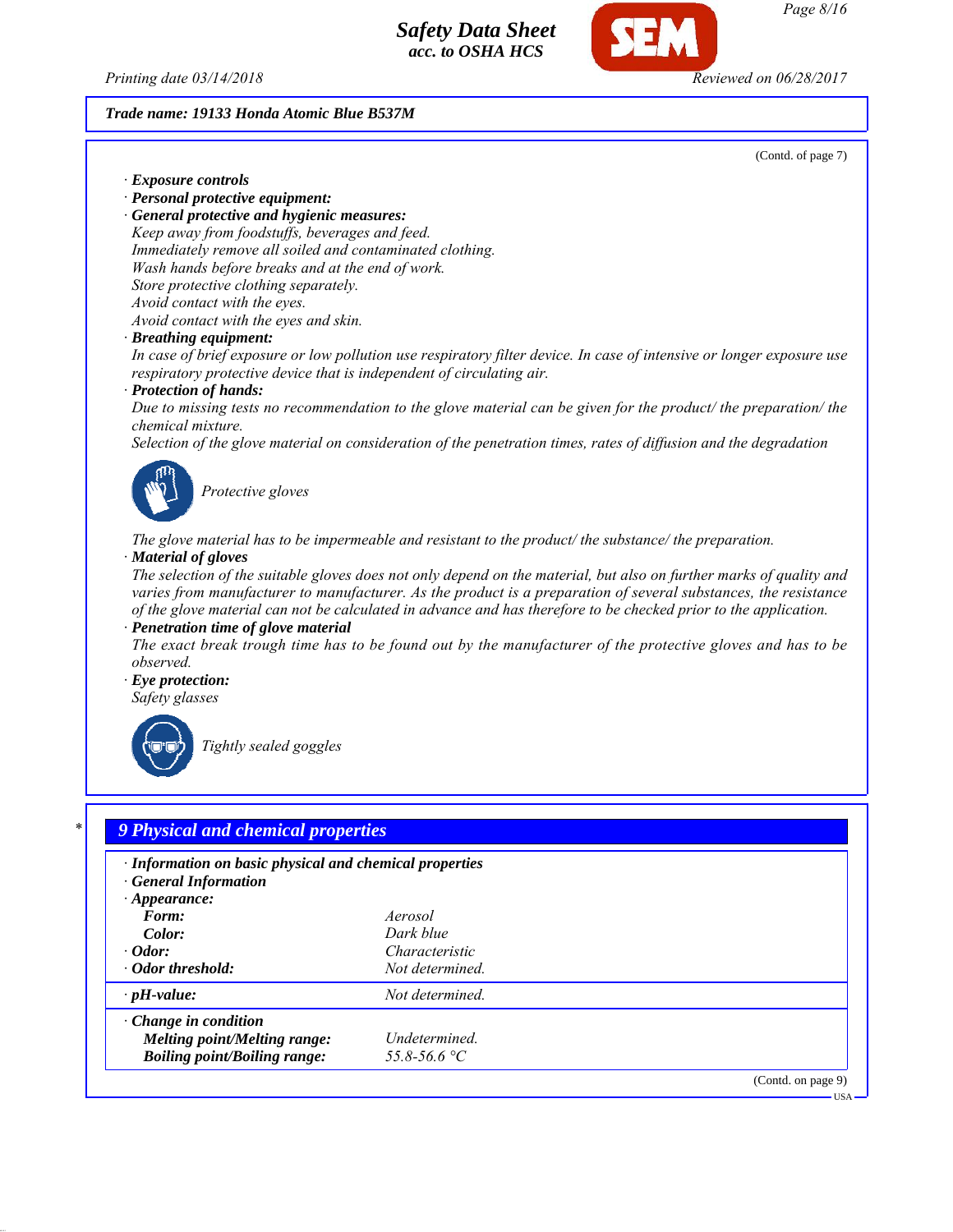Trade name: 19133 Honda Atomic Blue B537M

(Contd. of page 7)

· **Exposure controls**
· **Personal protective equipment:**
· **General protective and hygienic measures:**
Keep away from foodstuffs, beverages and feed.
Immediately remove all soiled and contaminated clothing.
Wash hands before breaks and at the end of work.
Store protective clothing separately.
Avoid contact with the eyes.
Avoid contact with the eyes and skin.
· **Breathing equipment:**
In case of brief exposure or low pollution use respiratory filter device. In case of intensive or longer exposure use respiratory protective device that is independent of circulating air.
· **Protection of hands:**
Due to missing tests no recommendation to the glove material can be given for the product/ the preparation/ the chemical mixture.
Selection of the glove material on consideration of the penetration times, rates of diffusion and the degradation

Protective gloves

The glove material has to be impermeable and resistant to the product/ the substance/ the preparation.
· **Material of gloves**
The selection of the suitable gloves does not only depend on the material, but also on further marks of quality and varies from manufacturer to manufacturer. As the product is a preparation of several substances, the resistance of the glove material can not be calculated in advance and has therefore to be checked prior to the application.
· **Penetration time of glove material**
The exact break trough time has to be found out by the manufacturer of the protective gloves and has to be observed.
· **Eye protection:**
Safety glasses

Tightly sealed goggles

## 9 Physical and chemical properties

· **Information on basic physical and chemical properties**
· **General Information**
· **Appearance:**

| | |
|---|---|
| **Form:** | Aerosol |
| **Color:** | Dark blue |
| · **Odor:** | Characteristic |
| · **Odor threshold:** | Not determined. |
| · **pH-value:** | Not determined. |
| · **Change in condition** | |
| **Melting point/Melting range:** | Undetermined. |
| **Boiling point/Boiling range:** | 55.8-56.6 °C |

(Contd. on page 9)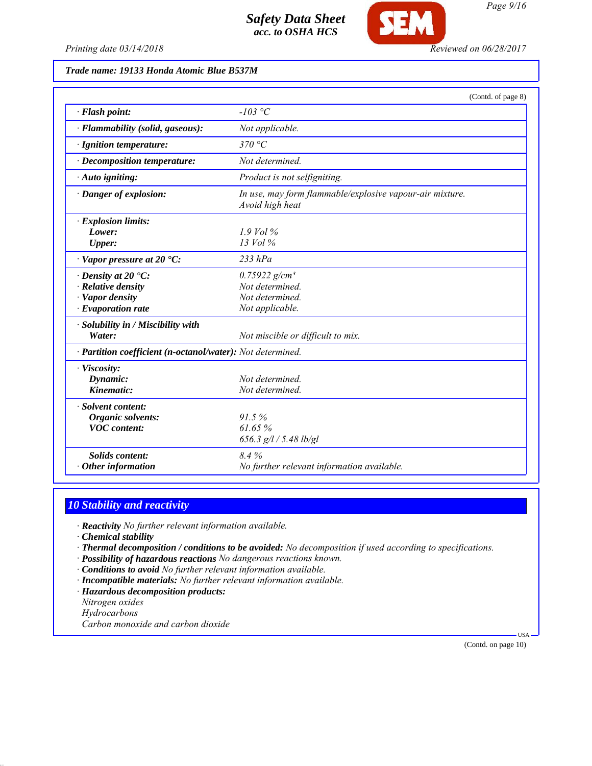**Trade name: 19133 Honda Atomic Blue B537M**

(Contd. of page 8)

| | |
|---|---|
| · **Flash point:** | -103 °C |
| · **Flammability (solid, gaseous):** | Not applicable. |
| · **Ignition temperature:** | 370 °C |
| · **Decomposition temperature:** | Not determined. |
| · **Auto igniting:** | Product is not selfigniting. |
| · **Danger of explosion:** | In use, may form flammable/explosive vapour-air mixture. Avoid high heat |
| · **Explosion limits:** | |
| **Lower:** | 1.9 Vol % |
| **Upper:** | 13 Vol % |
| · **Vapor pressure at 20 °C:** | 233 hPa |
| · **Density at 20 °C:** | 0.75922 g/cm³ |
| · **Relative density** | Not determined. |
| · **Vapor density** | Not determined. |
| · **Evaporation rate** | Not applicable. |
| · **Solubility in / Miscibility with** | |
| **Water:** | Not miscible or difficult to mix. |
| · **Partition coefficient (n-octanol/water):** | Not determined. |
| · **Viscosity:** | |
| **Dynamic:** | Not determined. |
| **Kinematic:** | Not determined. |
| · **Solvent content:** | |
| **Organic solvents:** | 91.5 % |
| **VOC content:** | 61.65 % |
| | 656.3 g/l / 5.48 lb/gl |
| **Solids content:** | 8.4 % |
| · **Other information** | No further relevant information available. |

## 10 Stability and reactivity

- · **Reactivity** No further relevant information available.
- · **Chemical stability**
- · **Thermal decomposition / conditions to be avoided:** No decomposition if used according to specifications.
- · **Possibility of hazardous reactions** No dangerous reactions known.
- · **Conditions to avoid** No further relevant information available.
- · **Incompatible materials:** No further relevant information available.
- · **Hazardous decomposition products:**
  Nitrogen oxides
  Hydrocarbons
  Carbon monoxide and carbon dioxide

(Contd. on page 10)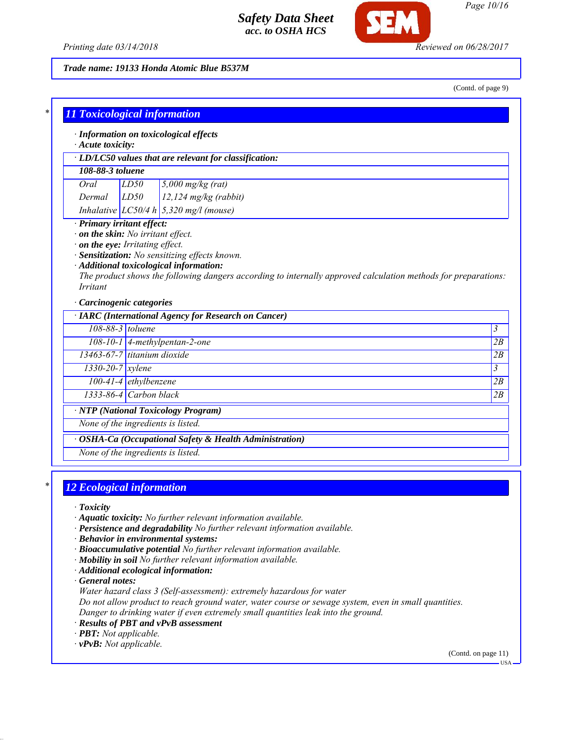Trade name: 19133 Honda Atomic Blue B537M

(Contd. of page 9)

## 11 Toxicological information

· **Information on toxicological effects**
· **Acute toxicity:**

| · LD/LC50 values that are relevant for classification: | | |
|---|---|---|
| **108-88-3 toluene** | | |
| Oral | LD50 | 5,000 mg/kg (rat) |
| Dermal | LD50 | 12,124 mg/kg (rabbit) |
| Inhalative | LC50/4 h | 5,320 mg/l (mouse) |

· **Primary irritant effect:**
· **on the skin:** No irritant effect.
· **on the eye:** Irritating effect.
· **Sensitization:** No sensitizing effects known.
· **Additional toxicological information:**
The product shows the following dangers according to internally approved calculation methods for preparations: Irritant

· **Carcinogenic categories**

| · IARC (International Agency for Research on Cancer) | | |
|---|---|---|
| 108-88-3 | toluene | 3 |
| 108-10-1 | 4-methylpentan-2-one | 2B |
| 13463-67-7 | titanium dioxide | 2B |
| 1330-20-7 | xylene | 3 |
| 100-41-4 | ethylbenzene | 2B |
| 1333-86-4 | Carbon black | 2B |

| · NTP (National Toxicology Program) |
|---|
| None of the ingredients is listed. |

| · OSHA-Ca (Occupational Safety & Health Administration) |
|---|
| None of the ingredients is listed. |

## 12 Ecological information

· **Toxicity**
· **Aquatic toxicity:** No further relevant information available.
· **Persistence and degradability** No further relevant information available.
· **Behavior in environmental systems:**
· **Bioaccumulative potential** No further relevant information available.
· **Mobility in soil** No further relevant information available.
· **Additional ecological information:**
· **General notes:**
Water hazard class 3 (Self-assessment): extremely hazardous for water
Do not allow product to reach ground water, water course or sewage system, even in small quantities.
Danger to drinking water if even extremely small quantities leak into the ground.
· **Results of PBT and vPvB assessment**
· **PBT:** Not applicable.
· **vPvB:** Not applicable.

(Contd. on page 11)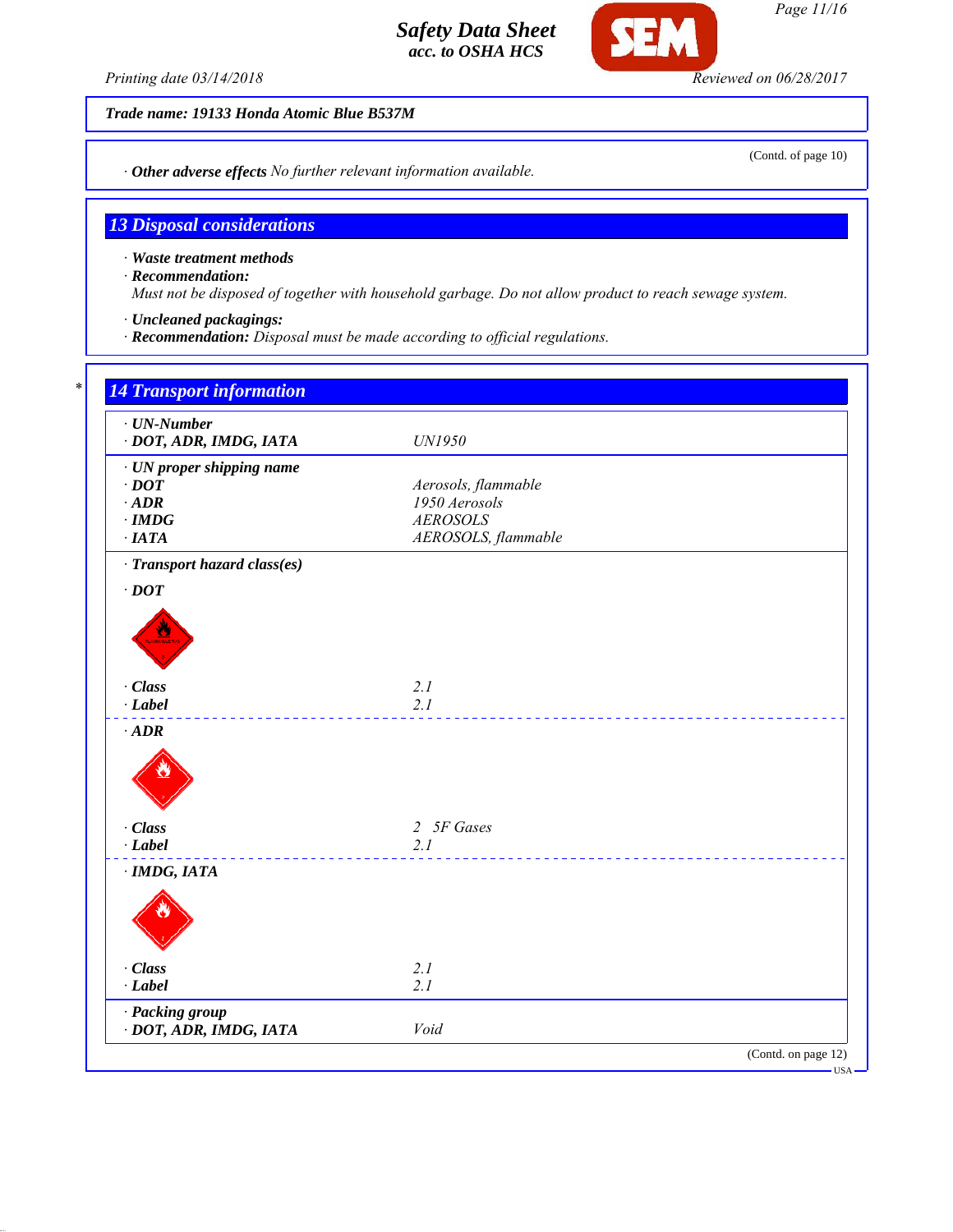Trade name: 19133 Honda Atomic Blue B537M

(Contd. of page 10)

· **Other adverse effects** *No further relevant information available.*

## 13 Disposal considerations

· **Waste treatment methods**
· **Recommendation:**
*Must not be disposed of together with household garbage. Do not allow product to reach sewage system.*

· **Uncleaned packagings:**
· **Recommendation:** *Disposal must be made according to official regulations.*

## 14 Transport information

| | |
|---|---|
| · **UN-Number** | |
| · **DOT, ADR, IMDG, IATA** | UN1950 |
| · **UN proper shipping name** | |
| · **DOT** | Aerosols, flammable |
| · **ADR** | 1950 Aerosols |
| · **IMDG** | AEROSOLS |
| · **IATA** | AEROSOLS, flammable |
| · **Transport hazard class(es)** | |
| · **DOT** | |
| · **Class** | 2.1 |
| · **Label** | 2.1 |
| · **ADR** | |
| · **Class** | 2 5F Gases |
| · **Label** | 2.1 |
| · **IMDG, IATA** | |
| · **Class** | 2.1 |
| · **Label** | 2.1 |
| · **Packing group** | |
| · **DOT, ADR, IMDG, IATA** | Void |

(Contd. on page 12)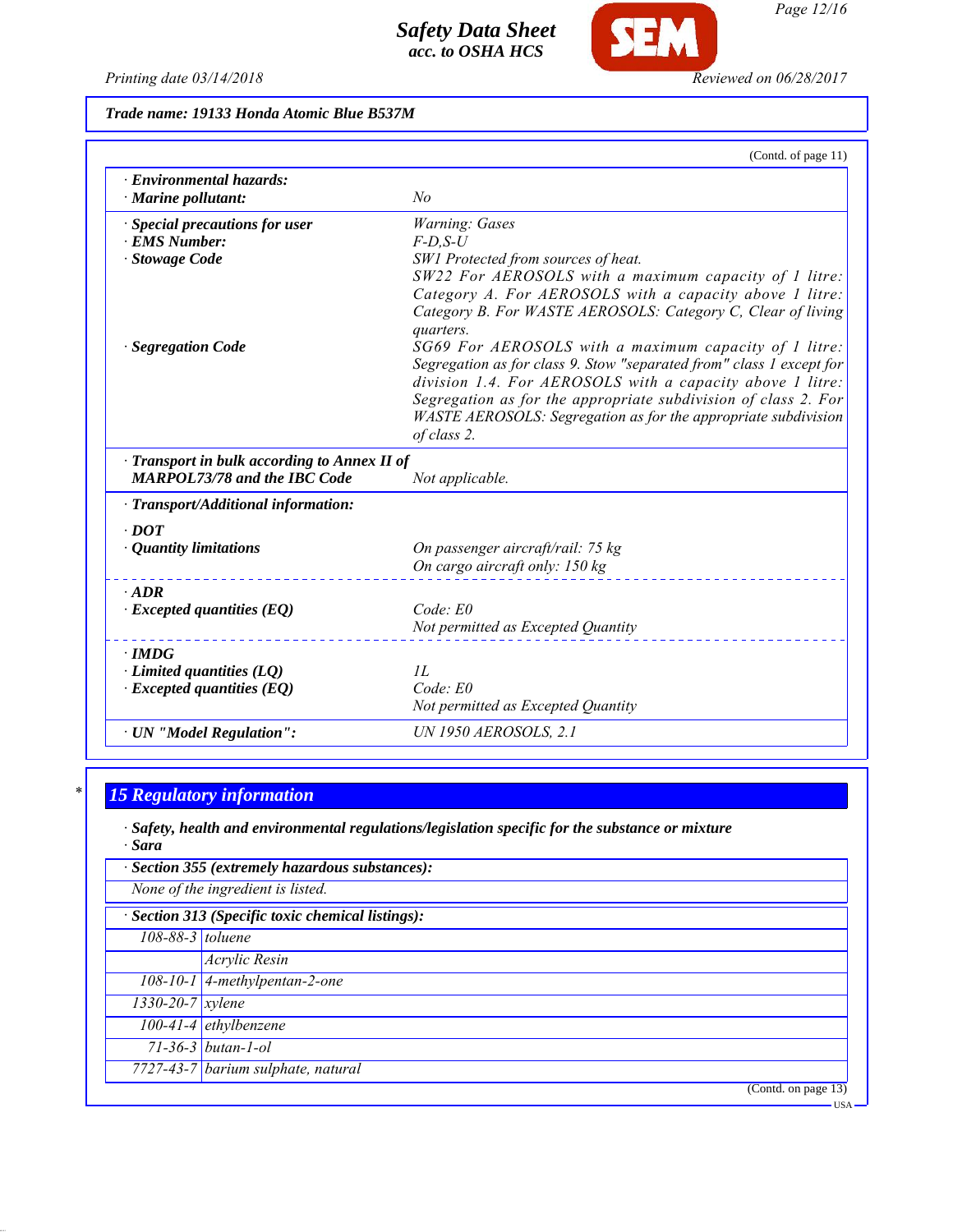**Trade name: 19133 Honda Atomic Blue B537M**

(Contd. of page 11)

| | |
|---|---|
| · **Environmental hazards:** | |
| · **Marine pollutant:** | *No* |
| · **Special precautions for user** | *Warning: Gases* |
| · **EMS Number:** | *F-D,S-U* |
| · **Stowage Code** | *SW1 Protected from sources of heat. SW22 For AEROSOLS with a maximum capacity of 1 litre: Category A. For AEROSOLS with a capacity above 1 litre: Category B. For WASTE AEROSOLS: Category C, Clear of living quarters.* |
| · **Segregation Code** | *SG69 For AEROSOLS with a maximum capacity of 1 litre: Segregation as for class 9. Stow "separated from" class 1 except for division 1.4. For AEROSOLS with a capacity above 1 litre: Segregation as for the appropriate subdivision of class 2. For WASTE AEROSOLS: Segregation as for the appropriate subdivision of class 2.* |
| · **Transport in bulk according to Annex II of MARPOL73/78 and the IBC Code** | *Not applicable.* |
| · **Transport/Additional information:** | |
| · **DOT** | |
| · **Quantity limitations** | *On passenger aircraft/rail: 75 kg*<br>*On cargo aircraft only: 150 kg* |
| · **ADR** | |
| · **Excepted quantities (EQ)** | *Code: E0*<br>*Not permitted as Excepted Quantity* |
| · **IMDG** | |
| · **Limited quantities (LQ)** | *1L* |
| · **Excepted quantities (EQ)** | *Code: E0*<br>*Not permitted as Excepted Quantity* |
| · **UN "Model Regulation":** | *UN 1950 AEROSOLS, 2.1* |

\*

## 15 Regulatory information

· **Safety, health and environmental regulations/legislation specific for the substance or mixture**

· **Sara**

· **Section 355 (extremely hazardous substances):**

*None of the ingredient is listed.*

· **Section 313 (Specific toxic chemical listings):**

| | |
|---|---|
| *108-88-3* | *toluene* |
| | *Acrylic Resin* |
| *108-10-1* | *4-methylpentan-2-one* |
| *1330-20-7* | *xylene* |
| *100-41-4* | *ethylbenzene* |
| *71-36-3* | *butan-1-ol* |
| *7727-43-7* | *barium sulphate, natural* |

(Contd. on page 13)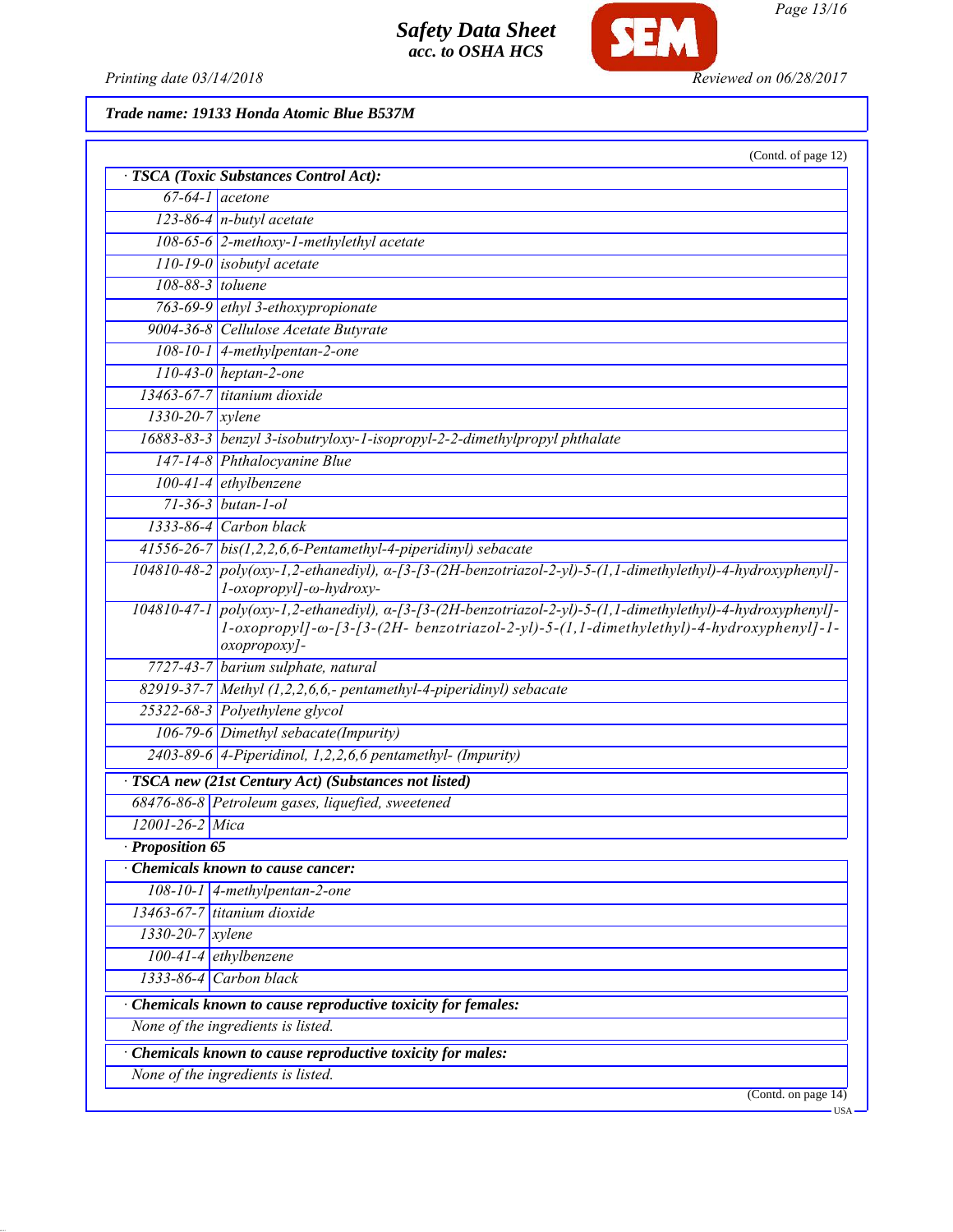**Trade name: 19133 Honda Atomic Blue B537M**

(Contd. of page 12)

· **TSCA (Toxic Substances Control Act):**

| | |
|---|---|
| 67-64-1 | acetone |
| 123-86-4 | n-butyl acetate |
| 108-65-6 | 2-methoxy-1-methylethyl acetate |
| 110-19-0 | isobutyl acetate |
| 108-88-3 | toluene |
| 763-69-9 | ethyl 3-ethoxypropionate |
| 9004-36-8 | Cellulose Acetate Butyrate |
| 108-10-1 | 4-methylpentan-2-one |
| 110-43-0 | heptan-2-one |
| 13463-67-7 | titanium dioxide |
| 1330-20-7 | xylene |
| 16883-83-3 | benzyl 3-isobutryloxy-1-isopropyl-2-2-dimethylpropyl phthalate |
| 147-14-8 | Phthalocyanine Blue |
| 100-41-4 | ethylbenzene |
| 71-36-3 | butan-1-ol |
| 1333-86-4 | Carbon black |
| 41556-26-7 | bis(1,2,2,6,6-Pentamethyl-4-piperidinyl) sebacate |
| 104810-48-2 | poly(oxy-1,2-ethanediyl), α-[3-[3-(2H-benzotriazol-2-yl)-5-(1,1-dimethylethyl)-4-hydroxyphenyl]-1-oxopropyl]-ω-hydroxy- |
| 104810-47-1 | poly(oxy-1,2-ethanediyl), α-[3-[3-(2H-benzotriazol-2-yl)-5-(1,1-dimethylethyl)-4-hydroxyphenyl]-1-oxopropyl]-ω-[3-[3-(2H- benzotriazol-2-yl)-5-(1,1-dimethylethyl)-4-hydroxyphenyl]-1-oxopropoxy]- |
| 7727-43-7 | barium sulphate, natural |
| 82919-37-7 | Methyl (1,2,2,6,6,- pentamethyl-4-piperidinyl) sebacate |
| 25322-68-3 | Polyethylene glycol |
| 106-79-6 | Dimethyl sebacate(Impurity) |
| 2403-89-6 | 4-Piperidinol, 1,2,2,6,6 pentamethyl- (Impurity) |

· **TSCA new (21st Century Act) (Substances not listed)**

| | |
|---|---|
| 68476-86-8 | Petroleum gases, liquefied, sweetened |
| 12001-26-2 | Mica |

· **Proposition 65**

· **Chemicals known to cause cancer:**

| | |
|---|---|
| 108-10-1 | 4-methylpentan-2-one |
| 13463-67-7 | titanium dioxide |
| 1330-20-7 | xylene |
| 100-41-4 | ethylbenzene |
| 1333-86-4 | Carbon black |

· **Chemicals known to cause reproductive toxicity for females:**

None of the ingredients is listed.

· **Chemicals known to cause reproductive toxicity for males:**

None of the ingredients is listed.

(Contd. on page 14)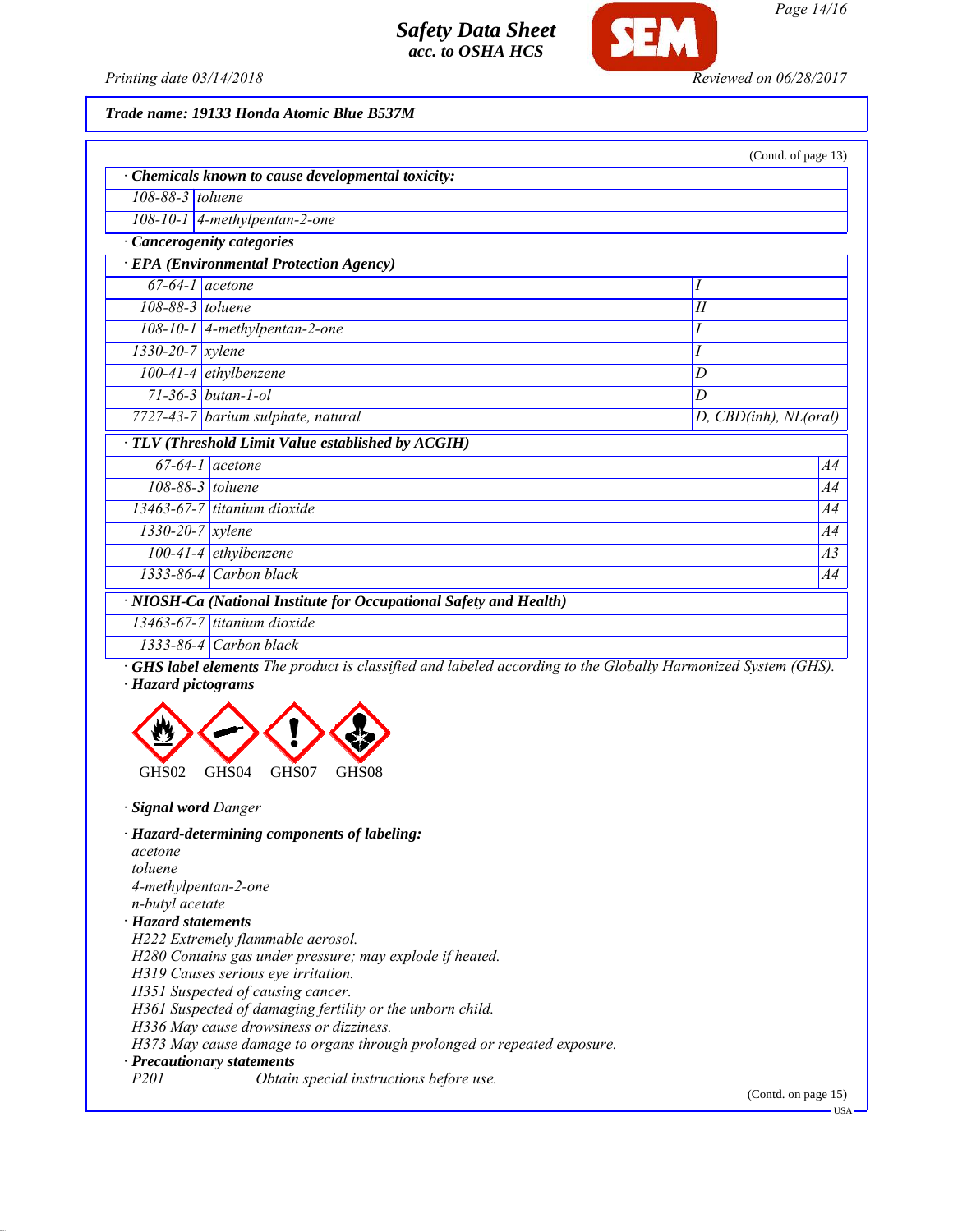**Trade name: 19133 Honda Atomic Blue B537M**

(Contd. of page 13)

**· Chemicals known to cause developmental toxicity:**

| | |
|---|---|
| 108-88-3 | toluene |
| 108-10-1 | 4-methylpentan-2-one |

**· Cancerogenity categories**

**· EPA (Environmental Protection Agency)**

| | | |
|---|---|---|
| 67-64-1 | acetone | I |
| 108-88-3 | toluene | II |
| 108-10-1 | 4-methylpentan-2-one | I |
| 1330-20-7 | xylene | I |
| 100-41-4 | ethylbenzene | D |
| 71-36-3 | butan-1-ol | D |
| 7727-43-7 | barium sulphate, natural | D, CBD(inh), NL(oral) |

**· TLV (Threshold Limit Value established by ACGIH)**

| | | |
|---|---|---|
| 67-64-1 | acetone | A4 |
| 108-88-3 | toluene | A4 |
| 13463-67-7 | titanium dioxide | A4 |
| 1330-20-7 | xylene | A4 |
| 100-41-4 | ethylbenzene | A3 |
| 1333-86-4 | Carbon black | A4 |

**· NIOSH-Ca (National Institute for Occupational Safety and Health)**

| | |
|---|---|
| 13463-67-7 | titanium dioxide |
| 1333-86-4 | Carbon black |

**· GHS label elements** The product is classified and labeled according to the Globally Harmonized System (GHS).

**· Hazard pictograms**

GHS02 GHS04 GHS07 GHS08

**· Signal word** Danger

**· Hazard-determining components of labeling:**

acetone
toluene
4-methylpentan-2-one
n-butyl acetate

**· Hazard statements**

H222 Extremely flammable aerosol.
H280 Contains gas under pressure; may explode if heated.
H319 Causes serious eye irritation.
H351 Suspected of causing cancer.
H361 Suspected of damaging fertility or the unborn child.
H336 May cause drowsiness or dizziness.
H373 May cause damage to organs through prolonged or repeated exposure.

**· Precautionary statements**

P201 Obtain special instructions before use.

(Contd. on page 15)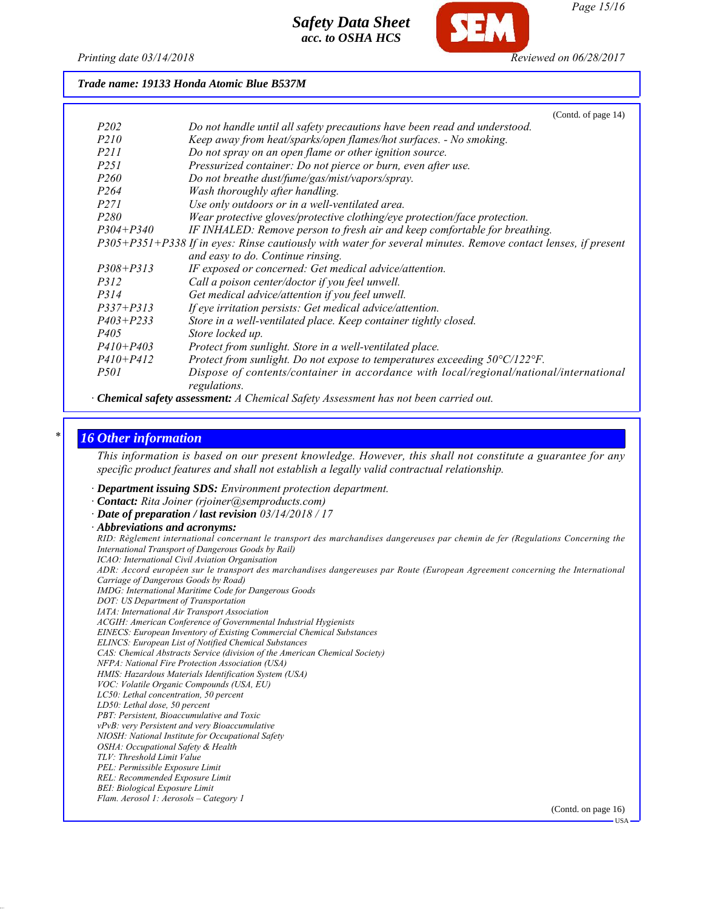**Trade name: 19133 Honda Atomic Blue B537M**

(Contd. of page 14)

| | |
|---|---|
| P202 | Do not handle until all safety precautions have been read and understood. |
| P210 | Keep away from heat/sparks/open flames/hot surfaces. - No smoking. |
| P211 | Do not spray on an open flame or other ignition source. |
| P251 | Pressurized container: Do not pierce or burn, even after use. |
| P260 | Do not breathe dust/fume/gas/mist/vapors/spray. |
| P264 | Wash thoroughly after handling. |
| P271 | Use only outdoors or in a well-ventilated area. |
| P280 | Wear protective gloves/protective clothing/eye protection/face protection. |
| P304+P340 | IF INHALED: Remove person to fresh air and keep comfortable for breathing. |
| P305+P351+P338 | If in eyes: Rinse cautiously with water for several minutes. Remove contact lenses, if present and easy to do. Continue rinsing. |
| P308+P313 | IF exposed or concerned: Get medical advice/attention. |
| P312 | Call a poison center/doctor if you feel unwell. |
| P314 | Get medical advice/attention if you feel unwell. |
| P337+P313 | If eye irritation persists: Get medical advice/attention. |
| P403+P233 | Store in a well-ventilated place. Keep container tightly closed. |
| P405 | Store locked up. |
| P410+P403 | Protect from sunlight. Store in a well-ventilated place. |
| P410+P412 | Protect from sunlight. Do not expose to temperatures exceeding 50°C/122°F. |
| P501 | Dispose of contents/container in accordance with local/regional/national/international regulations. |

· **Chemical safety assessment:** A Chemical Safety Assessment has not been carried out.

## 16 Other information

This information is based on our present knowledge. However, this shall not constitute a guarantee for any specific product features and shall not establish a legally valid contractual relationship.

· **Department issuing SDS:** Environment protection department.
· **Contact:** Rita Joiner (rjoiner@semproducts.com)
· **Date of preparation / last revision** 03/14/2018 / 17
· **Abbreviations and acronyms:**

RID: Règlement international concernant le transport des marchandises dangereuses par chemin de fer (Regulations Concerning the International Transport of Dangerous Goods by Rail)
ICAO: International Civil Aviation Organisation
ADR: Accord européen sur le transport des marchandises dangereuses par Route (European Agreement concerning the International Carriage of Dangerous Goods by Road)
IMDG: International Maritime Code for Dangerous Goods
DOT: US Department of Transportation
IATA: International Air Transport Association
ACGIH: American Conference of Governmental Industrial Hygienists
EINECS: European Inventory of Existing Commercial Chemical Substances
ELINCS: European List of Notified Chemical Substances
CAS: Chemical Abstracts Service (division of the American Chemical Society)
NFPA: National Fire Protection Association (USA)
HMIS: Hazardous Materials Identification System (USA)
VOC: Volatile Organic Compounds (USA, EU)
LC50: Lethal concentration, 50 percent
LD50: Lethal dose, 50 percent
PBT: Persistent, Bioaccumulative and Toxic
vPvB: very Persistent and very Bioaccumulative
NIOSH: National Institute for Occupational Safety
OSHA: Occupational Safety & Health
TLV: Threshold Limit Value
PEL: Permissible Exposure Limit
REL: Recommended Exposure Limit
BEI: Biological Exposure Limit
Flam. Aerosol 1: Aerosols – Category 1

(Contd. on page 16)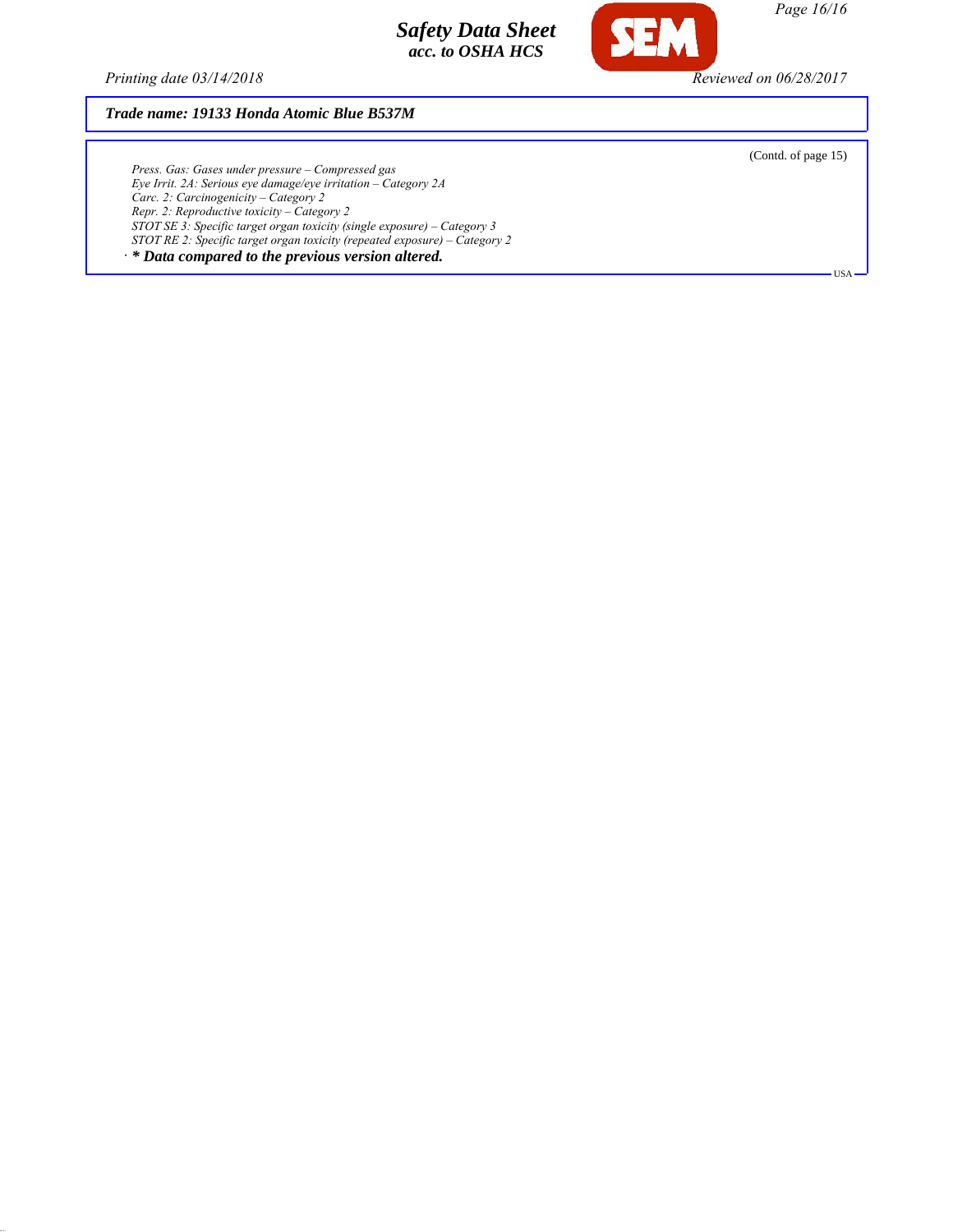*Press. Gas: Gases under pressure – Compressed gas*
*Eye Irrit. 2A: Serious eye damage/eye irritation – Category 2A*
*Carc. 2: Carcinogenicity – Category 2*
*Repr. 2: Reproductive toxicity – Category 2*
*STOT SE 3: Specific target organ toxicity (single exposure) – Category 3*
*STOT RE 2: Specific target organ toxicity (repeated exposure) – Category 2*

· ***\* Data compared to the previous version altered.***